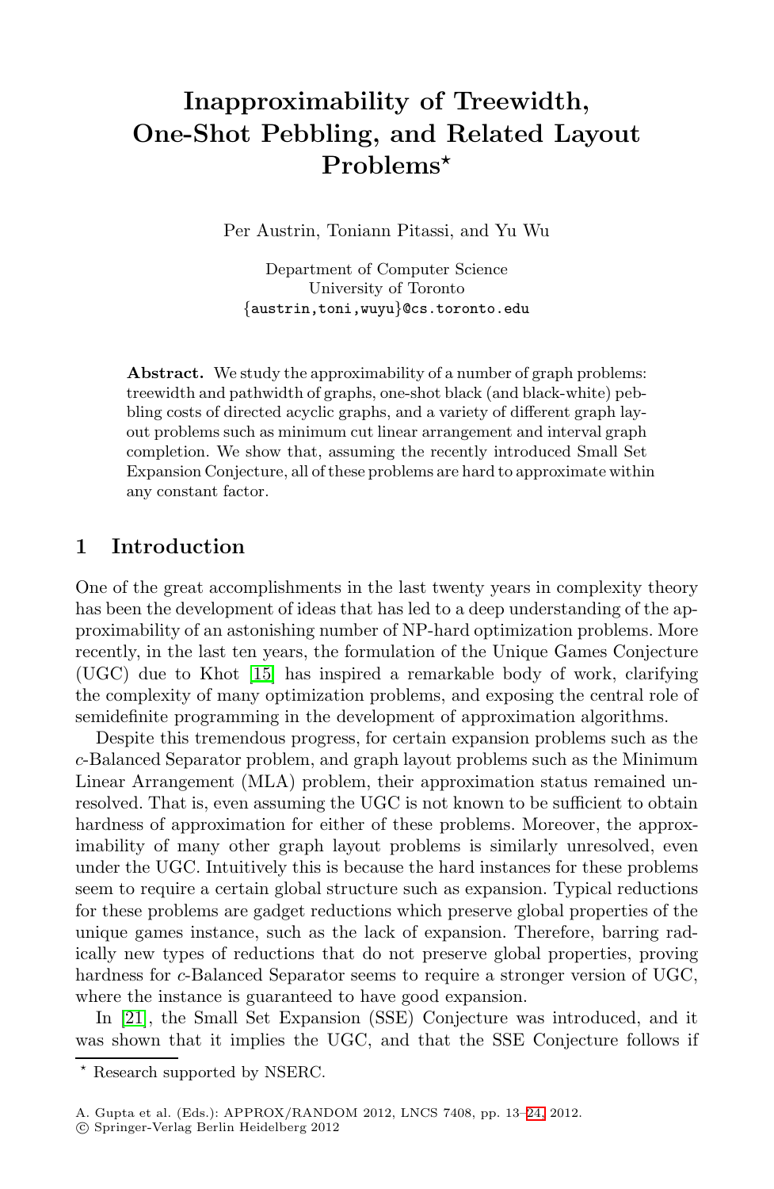# Inapproximability of Treewidth, One-Shot Pebbling, and Related Layout Problems*

Per Austrin, Toniann Pitassi, and Yu Wu

Department of Computer Science
University of Toronto
{austrin,toni,wuyu}@cs.toronto.edu

**Abstract.** We study the approximability of a number of graph problems: treewidth and pathwidth of graphs, one-shot black (and black-white) pebbling costs of directed acyclic graphs, and a variety of different graph layout problems such as minimum cut linear arrangement and interval graph completion. We show that, assuming the recently introduced Small Set Expansion Conjecture, all of these problems are hard to approximate within any constant factor.

## 1 Introduction

One of the great accomplishments in the last twenty years in complexity theory has been the development of ideas that has led to a deep understanding of the approximability of an astonishing number of NP-hard optimization problems. More recently, in the last ten years, the formulation of the Unique Games Conjecture (UGC) due to Khot [15] has inspired a remarkable body of work, clarifying the complexity of many optimization problems, and exposing the central role of semidefinite programming in the development of approximation algorithms.

Despite this tremendous progress, for certain expansion problems such as the $c$-Balanced Separator problem, and graph layout problems such as the Minimum Linear Arrangement (MLA) problem, their approximation status remained unresolved. That is, even assuming the UGC is not known to be sufficient to obtain hardness of approximation for either of these problems. Moreover, the approximability of many other graph layout problems is similarly unresolved, even under the UGC. Intuitively this is because the hard instances for these problems seem to require a certain global structure such as expansion. Typical reductions for these problems are gadget reductions which preserve global properties of the unique games instance, such as the lack of expansion. Therefore, barring radically new types of reductions that do not preserve global properties, proving hardness for $c$-Balanced Separator seems to require a stronger version of UGC, where the instance is guaranteed to have good expansion.

In [21], the Small Set Expansion (SSE) Conjecture was introduced, and it was shown that it implies the UGC, and that the SSE Conjecture follows if

* Research supported by NSERC.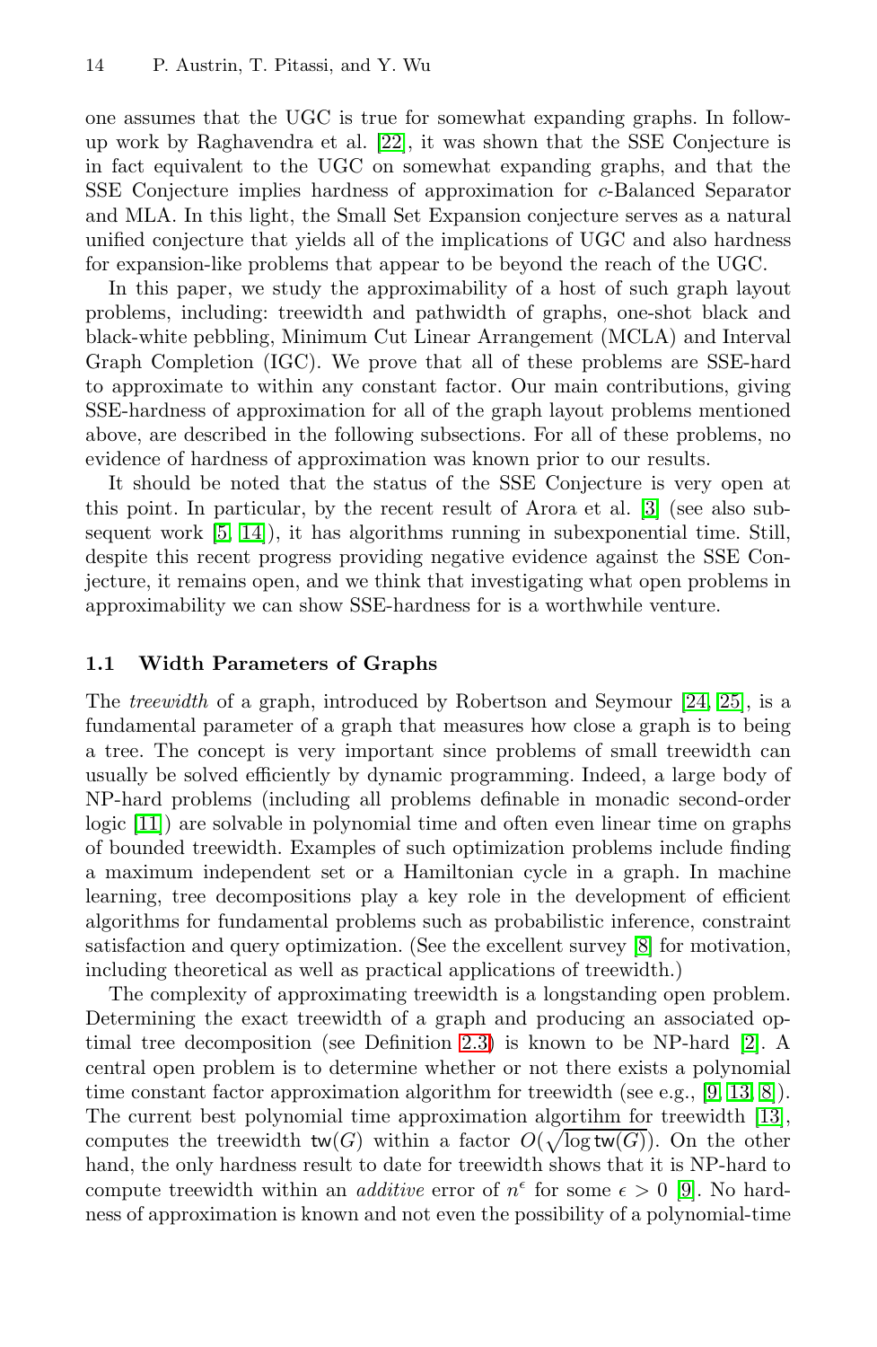one assumes that the UGC is true for somewhat expanding graphs. In follow-up work by Raghavendra et al. [22], it was shown that the SSE Conjecture is in fact equivalent to the UGC on somewhat expanding graphs, and that the SSE Conjecture implies hardness of approximation for $c$-Balanced Separator and MLA. In this light, the Small Set Expansion conjecture serves as a natural unified conjecture that yields all of the implications of UGC and also hardness for expansion-like problems that appear to be beyond the reach of the UGC.

In this paper, we study the approximability of a host of such graph layout problems, including: treewidth and pathwidth of graphs, one-shot black and black-white pebbling, Minimum Cut Linear Arrangement (MCLA) and Interval Graph Completion (IGC). We prove that all of these problems are SSE-hard to approximate to within any constant factor. Our main contributions, giving SSE-hardness of approximation for all of the graph layout problems mentioned above, are described in the following subsections. For all of these problems, no evidence of hardness of approximation was known prior to our results.

It should be noted that the status of the SSE Conjecture is very open at this point. In particular, by the recent result of Arora et al. [3] (see also subsequent work [5, 14]), it has algorithms running in subexponential time. Still, despite this recent progress providing negative evidence against the SSE Conjecture, it remains open, and we think that investigating what open problems in approximability we can show SSE-hardness for is a worthwhile venture.

### 1.1 Width Parameters of Graphs

The *treewidth* of a graph, introduced by Robertson and Seymour [24, 25], is a fundamental parameter of a graph that measures how close a graph is to being a tree. The concept is very important since problems of small treewidth can usually be solved efficiently by dynamic programming. Indeed, a large body of NP-hard problems (including all problems definable in monadic second-order logic [11]) are solvable in polynomial time and often even linear time on graphs of bounded treewidth. Examples of such optimization problems include finding a maximum independent set or a Hamiltonian cycle in a graph. In machine learning, tree decompositions play a key role in the development of efficient algorithms for fundamental problems such as probabilistic inference, constraint satisfaction and query optimization. (See the excellent survey [8] for motivation, including theoretical as well as practical applications of treewidth.)

The complexity of approximating treewidth is a longstanding open problem. Determining the exact treewidth of a graph and producing an associated optimal tree decomposition (see Definition 2.3) is known to be NP-hard [2]. A central open problem is to determine whether or not there exists a polynomial time constant factor approximation algorithm for treewidth (see e.g., [9, 13, 8]). The current best polynomial time approximation algortihm for treewidth [13], computes the treewidth $\mathsf{tw}(G)$ within a factor $O(\sqrt{\log \mathsf{tw}(G)})$. On the other hand, the only hardness result to date for treewidth shows that it is NP-hard to compute treewidth within an *additive* error of $n^\epsilon$ for some $\epsilon > 0$ [9]. No hardness of approximation is known and not even the possibility of a polynomial-time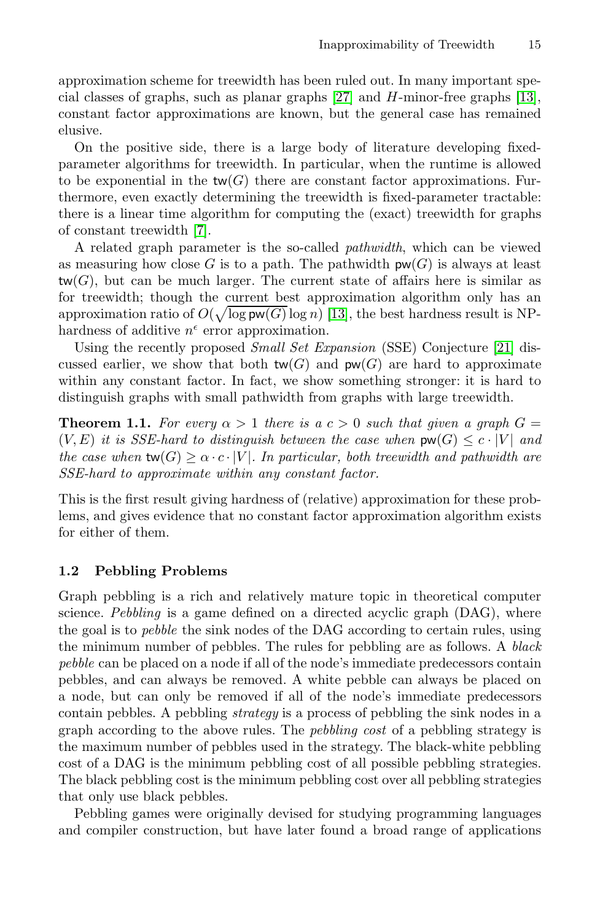approximation scheme for treewidth has been ruled out. In many important special classes of graphs, such as planar graphs [27] and $H$-minor-free graphs [13], constant factor approximations are known, but the general case has remained elusive.

On the positive side, there is a large body of literature developing fixed-parameter algorithms for treewidth. In particular, when the runtime is allowed to be exponential in the $\mathsf{tw}(G)$ there are constant factor approximations. Furthermore, even exactly determining the treewidth is fixed-parameter tractable: there is a linear time algorithm for computing the (exact) treewidth for graphs of constant treewidth [7].

A related graph parameter is the so-called *pathwidth*, which can be viewed as measuring how close $G$ is to a path. The pathwidth $\mathsf{pw}(G)$ is always at least $\mathsf{tw}(G)$, but can be much larger. The current state of affairs here is similar as for treewidth; though the current best approximation algorithm only has an approximation ratio of $O(\sqrt{\log \mathsf{pw}(G)} \log n)$ [13], the best hardness result is NP-hardness of additive $n^{\epsilon}$ error approximation.

Using the recently proposed *Small Set Expansion* (SSE) Conjecture [21] discussed earlier, we show that both $\mathsf{tw}(G)$ and $\mathsf{pw}(G)$ are hard to approximate within any constant factor. In fact, we show something stronger: it is hard to distinguish graphs with small pathwidth from graphs with large treewidth.

**Theorem 1.1.** *For every $\alpha > 1$ there is a $c > 0$ such that given a graph $G = (V, E)$ it is SSE-hard to distinguish between the case when $\mathsf{pw}(G) \leq c \cdot |V|$ and the case when $\mathsf{tw}(G) \geq \alpha \cdot c \cdot |V|$. In particular, both treewidth and pathwidth are SSE-hard to approximate within any constant factor.*

This is the first result giving hardness of (relative) approximation for these problems, and gives evidence that no constant factor approximation algorithm exists for either of them.

### 1.2 Pebbling Problems

Graph pebbling is a rich and relatively mature topic in theoretical computer science. *Pebbling* is a game defined on a directed acyclic graph (DAG), where the goal is to *pebble* the sink nodes of the DAG according to certain rules, using the minimum number of pebbles. The rules for pebbling are as follows. A *black pebble* can be placed on a node if all of the node's immediate predecessors contain pebbles, and can always be removed. A white pebble can always be placed on a node, but can only be removed if all of the node's immediate predecessors contain pebbles. A pebbling *strategy* is a process of pebbling the sink nodes in a graph according to the above rules. The *pebbling cost* of a pebbling strategy is the maximum number of pebbles used in the strategy. The black-white pebbling cost of a DAG is the minimum pebbling cost of all possible pebbling strategies. The black pebbling cost is the minimum pebbling cost over all pebbling strategies that only use black pebbles.

Pebbling games were originally devised for studying programming languages and compiler construction, but have later found a broad range of applications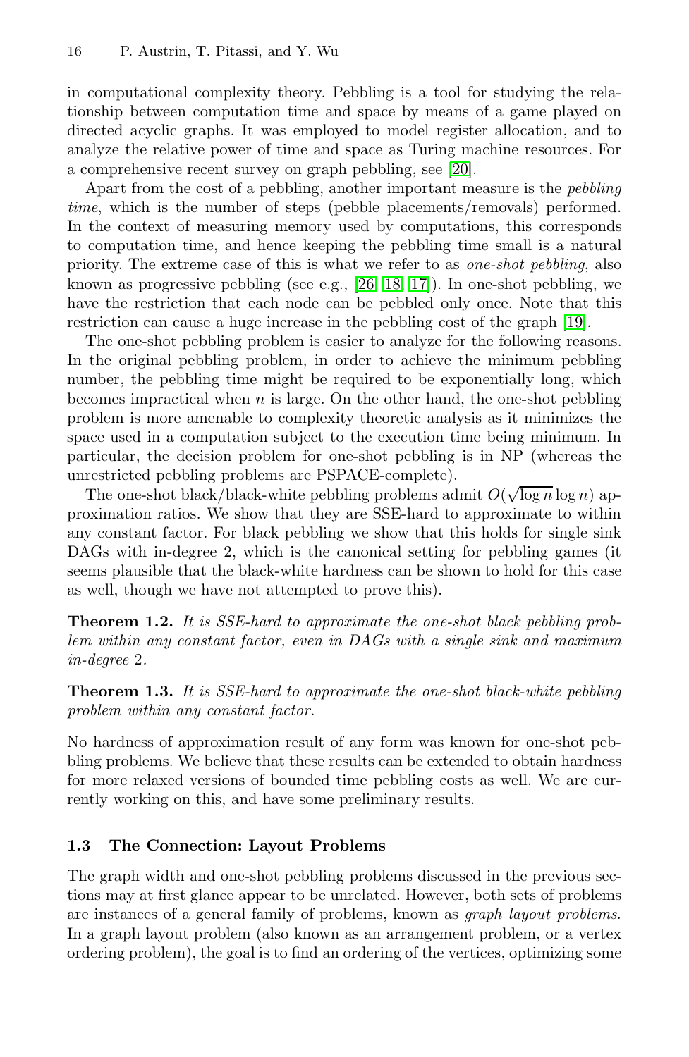in computational complexity theory. Pebbling is a tool for studying the relationship between computation time and space by means of a game played on directed acyclic graphs. It was employed to model register allocation, and to analyze the relative power of time and space as Turing machine resources. For a comprehensive recent survey on graph pebbling, see [20].

Apart from the cost of a pebbling, another important measure is the *pebbling time*, which is the number of steps (pebble placements/removals) performed. In the context of measuring memory used by computations, this corresponds to computation time, and hence keeping the pebbling time small is a natural priority. The extreme case of this is what we refer to as *one-shot pebbling*, also known as progressive pebbling (see e.g., [26, 18, 17]). In one-shot pebbling, we have the restriction that each node can be pebbled only once. Note that this restriction can cause a huge increase in the pebbling cost of the graph [19].

The one-shot pebbling problem is easier to analyze for the following reasons. In the original pebbling problem, in order to achieve the minimum pebbling number, the pebbling time might be required to be exponentially long, which becomes impractical when $n$ is large. On the other hand, the one-shot pebbling problem is more amenable to complexity theoretic analysis as it minimizes the space used in a computation subject to the execution time being minimum. In particular, the decision problem for one-shot pebbling is in NP (whereas the unrestricted pebbling problems are PSPACE-complete).

The one-shot black/black-white pebbling problems admit $O(\sqrt{\log n}\log n)$ approximation ratios. We show that they are SSE-hard to approximate to within any constant factor. For black pebbling we show that this holds for single sink DAGs with in-degree 2, which is the canonical setting for pebbling games (it seems plausible that the black-white hardness can be shown to hold for this case as well, though we have not attempted to prove this).

**Theorem 1.2.** *It is SSE-hard to approximate the one-shot black pebbling problem within any constant factor, even in DAGs with a single sink and maximum in-degree* 2*.*

**Theorem 1.3.** *It is SSE-hard to approximate the one-shot black-white pebbling problem within any constant factor.*

No hardness of approximation result of any form was known for one-shot pebbling problems. We believe that these results can be extended to obtain hardness for more relaxed versions of bounded time pebbling costs as well. We are currently working on this, and have some preliminary results.

### 1.3 The Connection: Layout Problems

The graph width and one-shot pebbling problems discussed in the previous sections may at first glance appear to be unrelated. However, both sets of problems are instances of a general family of problems, known as *graph layout problems*. In a graph layout problem (also known as an arrangement problem, or a vertex ordering problem), the goal is to find an ordering of the vertices, optimizing some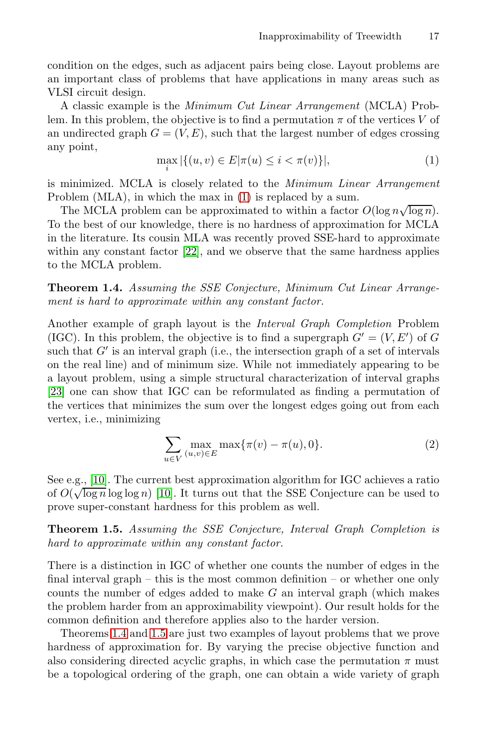condition on the edges, such as adjacent pairs being close. Layout problems are an important class of problems that have applications in many areas such as VLSI circuit design.

A classic example is the *Minimum Cut Linear Arrangement* (MCLA) Problem. In this problem, the objective is to find a permutation $\pi$ of the vertices $V$ of an undirected graph $G = (V, E)$, such that the largest number of edges crossing any point,

$$\max_i |\{(u, v) \in E | \pi(u) \leq i < \pi(v)\}|, \tag{1}$$

is minimized. MCLA is closely related to the *Minimum Linear Arrangement* Problem (MLA), in which the max in (1) is replaced by a sum.

The MCLA problem can be approximated to within a factor $O(\log n \sqrt{\log n})$. To the best of our knowledge, there is no hardness of approximation for MCLA in the literature. Its cousin MLA was recently proved SSE-hard to approximate within any constant factor [22], and we observe that the same hardness applies to the MCLA problem.

**Theorem 1.4.** *Assuming the SSE Conjecture, Minimum Cut Linear Arrangement is hard to approximate within any constant factor.*

Another example of graph layout is the *Interval Graph Completion* Problem (IGC). In this problem, the objective is to find a supergraph $G' = (V, E')$ of $G$ such that $G'$ is an interval graph (i.e., the intersection graph of a set of intervals on the real line) and of minimum size. While not immediately appearing to be a layout problem, using a simple structural characterization of interval graphs [23] one can show that IGC can be reformulated as finding a permutation of the vertices that minimizes the sum over the longest edges going out from each vertex, i.e., minimizing

$$\sum_{u \in V} \max_{(u,v) \in E} \max\{\pi(v) - \pi(u), 0\}. \tag{2}$$

See e.g., [10]. The current best approximation algorithm for IGC achieves a ratio of $O(\sqrt{\log n} \log \log n)$ [10]. It turns out that the SSE Conjecture can be used to prove super-constant hardness for this problem as well.

**Theorem 1.5.** *Assuming the SSE Conjecture, Interval Graph Completion is hard to approximate within any constant factor.*

There is a distinction in IGC of whether one counts the number of edges in the final interval graph – this is the most common definition – or whether one only counts the number of edges added to make $G$ an interval graph (which makes the problem harder from an approximability viewpoint). Our result holds for the common definition and therefore applies also to the harder version.

Theorems 1.4 and 1.5 are just two examples of layout problems that we prove hardness of approximation for. By varying the precise objective function and also considering directed acyclic graphs, in which case the permutation $\pi$ must be a topological ordering of the graph, one can obtain a wide variety of graph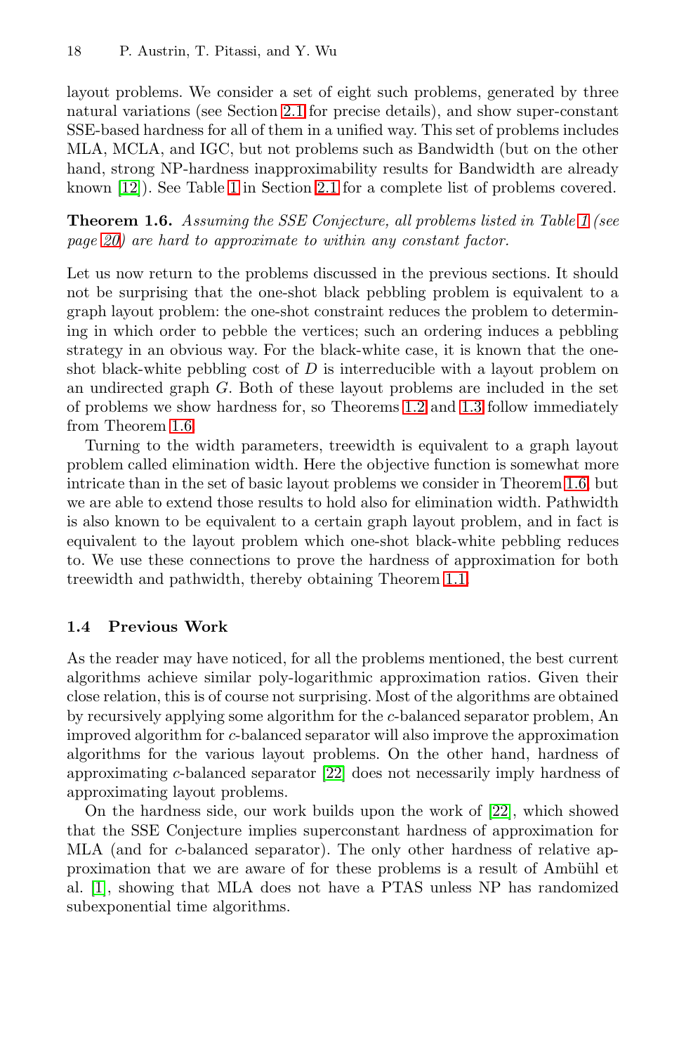layout problems. We consider a set of eight such problems, generated by three natural variations (see Section 2.1 for precise details), and show super-constant SSE-based hardness for all of them in a unified way. This set of problems includes MLA, MCLA, and IGC, but not problems such as Bandwidth (but on the other hand, strong NP-hardness inapproximability results for Bandwidth are already known [12]). See Table 1 in Section 2.1 for a complete list of problems covered.

**Theorem 1.6.** *Assuming the SSE Conjecture, all problems listed in Table 1 (see page 20) are hard to approximate to within any constant factor.*

Let us now return to the problems discussed in the previous sections. It should not be surprising that the one-shot black pebbling problem is equivalent to a graph layout problem: the one-shot constraint reduces the problem to determining in which order to pebble the vertices; such an ordering induces a pebbling strategy in an obvious way. For the black-white case, it is known that the one-shot black-white pebbling cost of $D$ is interreducible with a layout problem on an undirected graph $G$. Both of these layout problems are included in the set of problems we show hardness for, so Theorems 1.2 and 1.3 follow immediately from Theorem 1.6.

Turning to the width parameters, treewidth is equivalent to a graph layout problem called elimination width. Here the objective function is somewhat more intricate than in the set of basic layout problems we consider in Theorem 1.6, but we are able to extend those results to hold also for elimination width. Pathwidth is also known to be equivalent to a certain graph layout problem, and in fact is equivalent to the layout problem which one-shot black-white pebbling reduces to. We use these connections to prove the hardness of approximation for both treewidth and pathwidth, thereby obtaining Theorem 1.1.

### 1.4 Previous Work

As the reader may have noticed, for all the problems mentioned, the best current algorithms achieve similar poly-logarithmic approximation ratios. Given their close relation, this is of course not surprising. Most of the algorithms are obtained by recursively applying some algorithm for the $c$-balanced separator problem, An improved algorithm for $c$-balanced separator will also improve the approximation algorithms for the various layout problems. On the other hand, hardness of approximating $c$-balanced separator [22] does not necessarily imply hardness of approximating layout problems.

On the hardness side, our work builds upon the work of [22], which showed that the SSE Conjecture implies superconstant hardness of approximation for MLA (and for $c$-balanced separator). The only other hardness of relative approximation that we are aware of for these problems is a result of Ambühl et al. [1], showing that MLA does not have a PTAS unless NP has randomized subexponential time algorithms.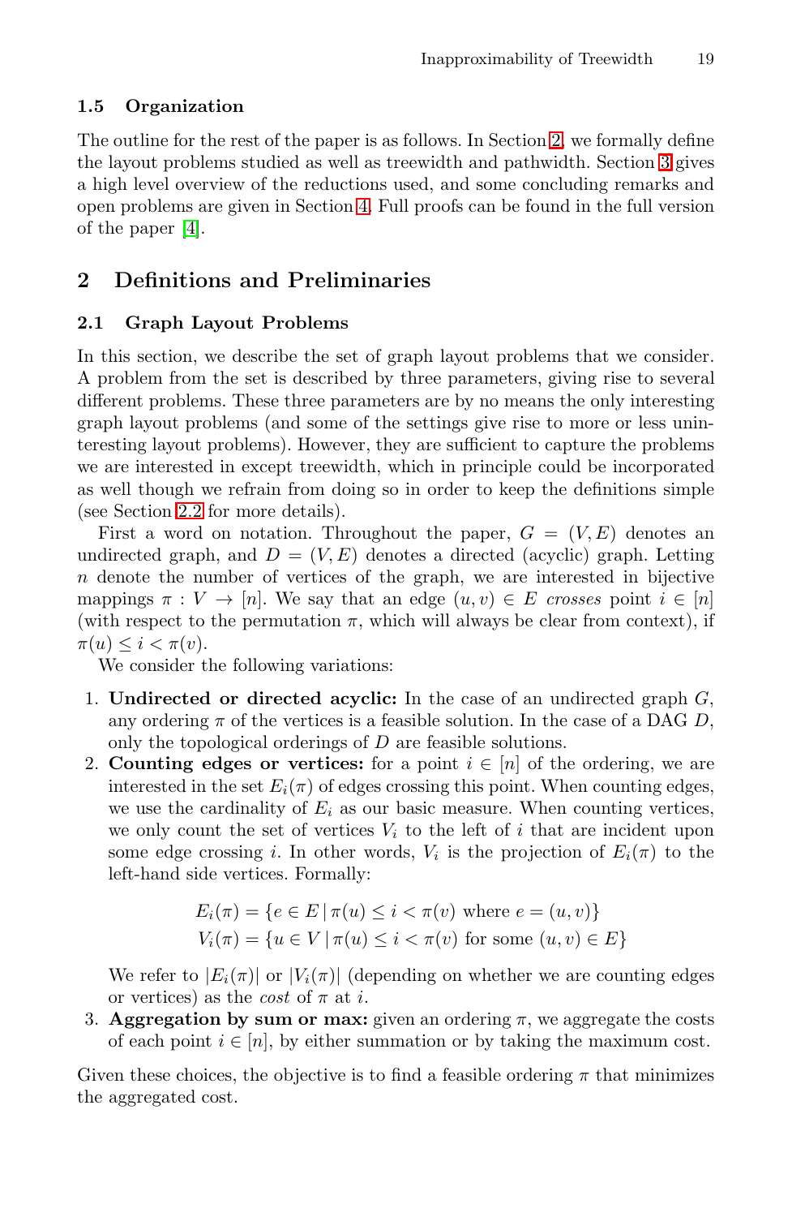### 1.5 Organization

The outline for the rest of the paper is as follows. In Section 2, we formally define the layout problems studied as well as treewidth and pathwidth. Section 3 gives a high level overview of the reductions used, and some concluding remarks and open problems are given in Section 4. Full proofs can be found in the full version of the paper [4].

## 2 Definitions and Preliminaries

### 2.1 Graph Layout Problems

In this section, we describe the set of graph layout problems that we consider. A problem from the set is described by three parameters, giving rise to several different problems. These three parameters are by no means the only interesting graph layout problems (and some of the settings give rise to more or less uninteresting layout problems). However, they are sufficient to capture the problems we are interested in except treewidth, which in principle could be incorporated as well though we refrain from doing so in order to keep the definitions simple (see Section 2.2 for more details).

First a word on notation. Throughout the paper, $G = (V, E)$ denotes an undirected graph, and $D = (V, E)$ denotes a directed (acyclic) graph. Letting $n$ denote the number of vertices of the graph, we are interested in bijective mappings $\pi : V \to [n]$. We say that an edge $(u, v) \in E$ *crosses* point $i \in [n]$ (with respect to the permutation $\pi$, which will always be clear from context), if $\pi(u) \leq i < \pi(v)$.

We consider the following variations:

1. **Undirected or directed acyclic:** In the case of an undirected graph $G$, any ordering $\pi$ of the vertices is a feasible solution. In the case of a DAG $D$, only the topological orderings of $D$ are feasible solutions.
2. **Counting edges or vertices:** for a point $i \in [n]$ of the ordering, we are interested in the set $E_i(\pi)$ of edges crossing this point. When counting edges, we use the cardinality of $E_i$ as our basic measure. When counting vertices, we only count the set of vertices $V_i$ to the left of $i$ that are incident upon some edge crossing $i$. In other words, $V_i$ is the projection of $E_i(\pi)$ to the left-hand side vertices. Formally:

$$E_i(\pi) = \{e \in E \mid \pi(u) \leq i < \pi(v) \text{ where } e = (u, v)\}$$
$$V_i(\pi) = \{u \in V \mid \pi(u) \leq i < \pi(v) \text{ for some } (u, v) \in E\}$$

   We refer to $|E_i(\pi)|$ or $|V_i(\pi)|$ (depending on whether we are counting edges or vertices) as the *cost* of $\pi$ at $i$.
3. **Aggregation by sum or max:** given an ordering $\pi$, we aggregate the costs of each point $i \in [n]$, by either summation or by taking the maximum cost.

Given these choices, the objective is to find a feasible ordering $\pi$ that minimizes the aggregated cost.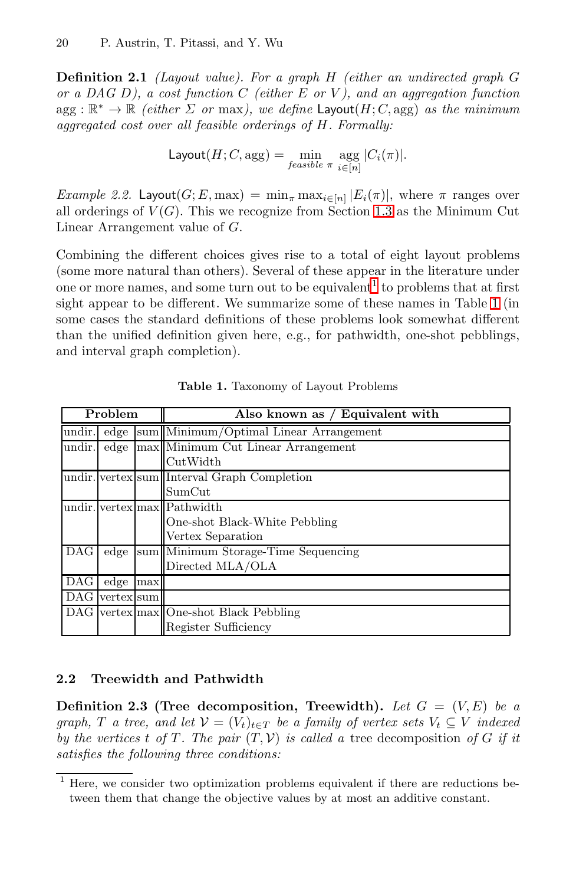**Definition 2.1** *(Layout value). For a graph $H$ (either an undirected graph $G$ or a DAG $D$), a cost function $C$ (either $E$ or $V$), and an aggregation function* $\text{agg} : \mathbb{R}^* \to \mathbb{R}$ *(either $\Sigma$ or* max*), we define* $\mathsf{Layout}(H; C, \text{agg})$ *as the minimum aggregated cost over all feasible orderings of $H$. Formally:*

$$\mathsf{Layout}(H; C, \text{agg}) = \min_{\textit{feasible } \pi} \operatorname*{agg}_{i \in [n]} |C_i(\pi)|.$$

*Example 2.2.* $\mathsf{Layout}(G; E, \max) = \min_\pi \max_{i \in [n]} |E_i(\pi)|$, where $\pi$ ranges over all orderings of $V(G)$. This we recognize from Section 1.3 as the Minimum Cut Linear Arrangement value of $G$.

Combining the different choices gives rise to a total of eight layout problems (some more natural than others). Several of these appear in the literature under one or more names, and some turn out to be equivalent[1] to problems that at first sight appear to be different. We summarize some of these names in Table 1 (in some cases the standard definitions of these problems look somewhat different than the unified definition given here, e.g., for pathwidth, one-shot pebblings, and interval graph completion).

**Table 1.** Taxonomy of Layout Problems

| Problem | | | Also known as / Equivalent with |
|---|---|---|---|
| undir. | edge | sum | Minimum/Optimal Linear Arrangement |
| undir. | edge | max | Minimum Cut Linear Arrangement<br>CutWidth |
| undir. | vertex | sum | Interval Graph Completion<br>SumCut |
| undir. | vertex | max | Pathwidth<br>One-shot Black-White Pebbling<br>Vertex Separation |
| DAG | edge | sum | Minimum Storage-Time Sequencing<br>Directed MLA/OLA |
| DAG | edge | max | |
| DAG | vertex | sum | |
| DAG | vertex | max | One-shot Black Pebbling<br>Register Sufficiency |

## 2.2 Treewidth and Pathwidth

**Definition 2.3 (Tree decomposition, Treewidth).** *Let $G = (V, E)$ be a graph, $T$ a tree, and let $\mathcal{V} = (V_t)_{t \in T}$ be a family of vertex sets $V_t \subseteq V$ indexed by the vertices $t$ of $T$. The pair $(T, \mathcal{V})$ is called a* tree decomposition *of $G$ if it satisfies the following three conditions:*

[1] Here, we consider two optimization problems equivalent if there are reductions between them that change the objective values by at most an additive constant.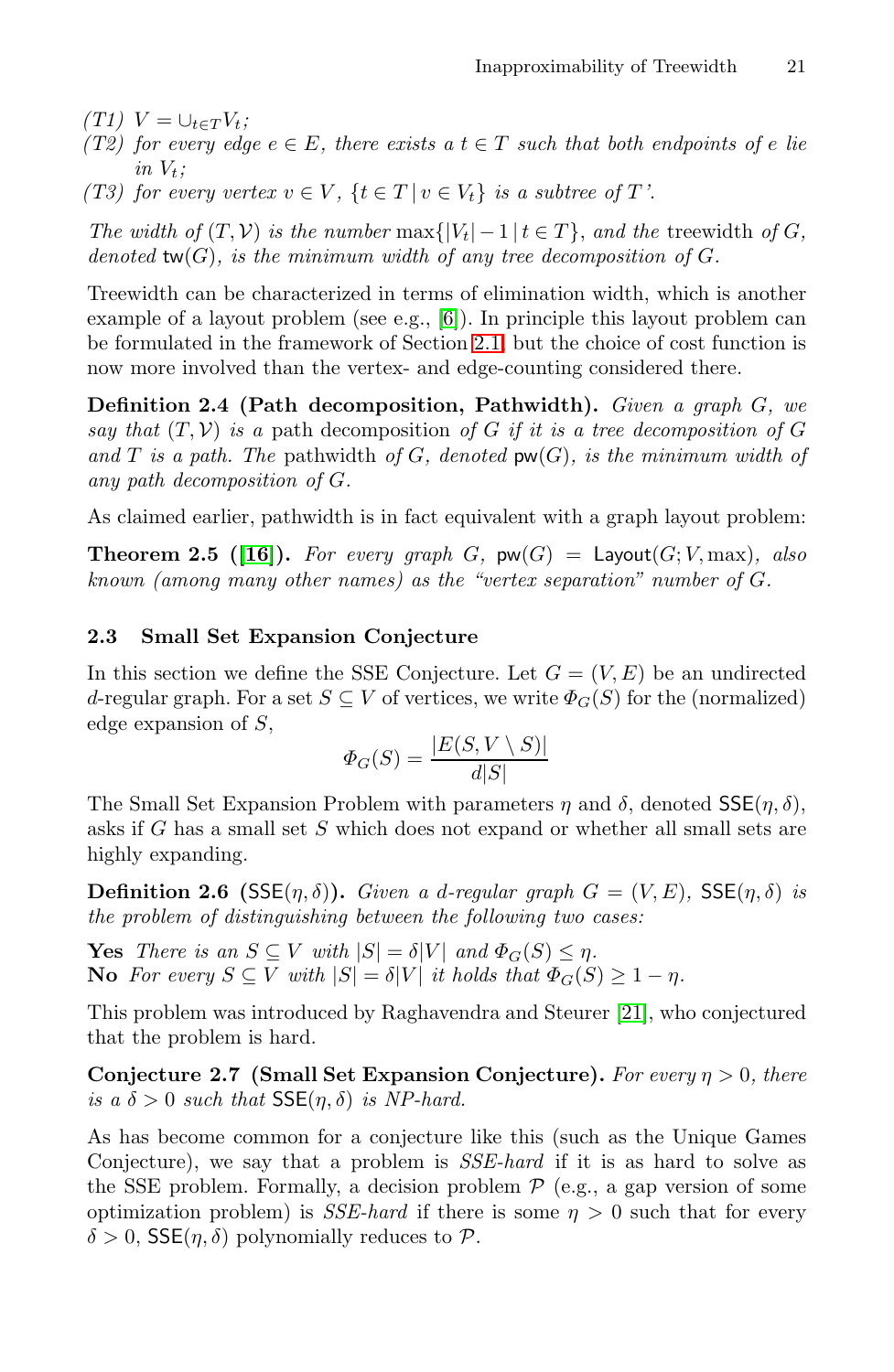*(T1)* $V = \cup_{t \in T} V_t$;

*(T2)* *for every edge* $e \in E$, *there exists a* $t \in T$ *such that both endpoints of* $e$ *lie in* $V_t$;

*(T3)* *for every vertex* $v \in V$, $\{t \in T \mid v \in V_t\}$ *is a subtree of* $T$'.

*The width of* $(T, \mathcal{V})$ *is the number* $\max\{|V_t| - 1 \mid t \in T\}$, *and the* treewidth *of* $G$, *denoted* $\mathsf{tw}(G)$, *is the minimum width of any tree decomposition of* $G$.

Treewidth can be characterized in terms of elimination width, which is another example of a layout problem (see e.g., [6]). In principle this layout problem can be formulated in the framework of Section 2.1, but the choice of cost function is now more involved than the vertex- and edge-counting considered there.

**Definition 2.4 (Path decomposition, Pathwidth).** *Given a graph* $G$, *we say that* $(T, \mathcal{V})$ *is a* path decomposition *of* $G$ *if it is a tree decomposition of* $G$ *and* $T$ *is a path. The* pathwidth *of* $G$, *denoted* $\mathsf{pw}(G)$, *is the minimum width of any path decomposition of* $G$.

As claimed earlier, pathwidth is in fact equivalent with a graph layout problem:

**Theorem 2.5 ([16]).** *For every graph* $G$, $\mathsf{pw}(G) = \mathsf{Layout}(G; V, \max)$, *also known (among many other names) as the "vertex separation" number of* $G$.

### 2.3 Small Set Expansion Conjecture

In this section we define the SSE Conjecture. Let $G = (V, E)$ be an undirected $d$-regular graph. For a set $S \subseteq V$ of vertices, we write $\Phi_G(S)$ for the (normalized) edge expansion of $S$,

$$\Phi_G(S) = \frac{|E(S, V \setminus S)|}{d|S|}$$

The Small Set Expansion Problem with parameters $\eta$ and $\delta$, denoted $\mathsf{SSE}(\eta, \delta)$, asks if $G$ has a small set $S$ which does not expand or whether all small sets are highly expanding.

**Definition 2.6 ($\mathsf{SSE}(\eta, \delta)$).** *Given a* $d$*-regular graph* $G = (V, E)$, $\mathsf{SSE}(\eta, \delta)$ *is the problem of distinguishing between the following two cases:*

**Yes** *There is an* $S \subseteq V$ *with* $|S| = \delta|V|$ *and* $\Phi_G(S) \leq \eta$.
**No** *For every* $S \subseteq V$ *with* $|S| = \delta|V|$ *it holds that* $\Phi_G(S) \geq 1 - \eta$.

This problem was introduced by Raghavendra and Steurer [21], who conjectured that the problem is hard.

**Conjecture 2.7 (Small Set Expansion Conjecture).** *For every* $\eta > 0$, *there is a* $\delta > 0$ *such that* $\mathsf{SSE}(\eta, \delta)$ *is NP-hard.*

As has become common for a conjecture like this (such as the Unique Games Conjecture), we say that a problem is *SSE-hard* if it is as hard to solve as the SSE problem. Formally, a decision problem $\mathcal{P}$ (e.g., a gap version of some optimization problem) is *SSE-hard* if there is some $\eta > 0$ such that for every $\delta > 0$, $\mathsf{SSE}(\eta, \delta)$ polynomially reduces to $\mathcal{P}$.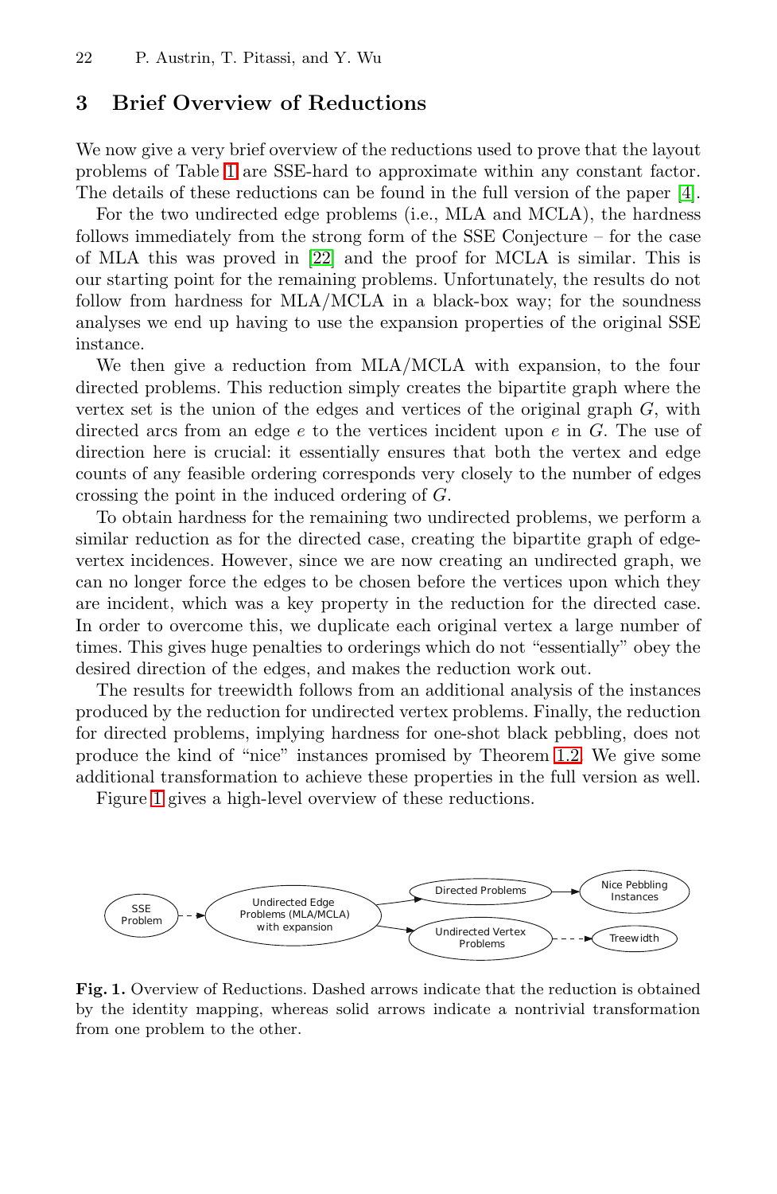## 3 Brief Overview of Reductions

We now give a very brief overview of the reductions used to prove that the layout problems of Table 1 are SSE-hard to approximate within any constant factor. The details of these reductions can be found in the full version of the paper [4].

For the two undirected edge problems (i.e., MLA and MCLA), the hardness follows immediately from the strong form of the SSE Conjecture – for the case of MLA this was proved in [22] and the proof for MCLA is similar. This is our starting point for the remaining problems. Unfortunately, the results do not follow from hardness for MLA/MCLA in a black-box way; for the soundness analyses we end up having to use the expansion properties of the original SSE instance.

We then give a reduction from MLA/MCLA with expansion, to the four directed problems. This reduction simply creates the bipartite graph where the vertex set is the union of the edges and vertices of the original graph $G$, with directed arcs from an edge $e$ to the vertices incident upon $e$ in $G$. The use of direction here is crucial: it essentially ensures that both the vertex and edge counts of any feasible ordering corresponds very closely to the number of edges crossing the point in the induced ordering of $G$.

To obtain hardness for the remaining two undirected problems, we perform a similar reduction as for the directed case, creating the bipartite graph of edge-vertex incidences. However, since we are now creating an undirected graph, we can no longer force the edges to be chosen before the vertices upon which they are incident, which was a key property in the reduction for the directed case. In order to overcome this, we duplicate each original vertex a large number of times. This gives huge penalties to orderings which do not "essentially" obey the desired direction of the edges, and makes the reduction work out.

The results for treewidth follows from an additional analysis of the instances produced by the reduction for undirected vertex problems. Finally, the reduction for directed problems, implying hardness for one-shot black pebbling, does not produce the kind of "nice" instances promised by Theorem 1.2. We give some additional transformation to achieve these properties in the full version as well.

Figure 1 gives a high-level overview of these reductions.

SSE Problem

Undirected Edge Problems (MLA/MCLA) with expansion

Directed Problems

Nice Pebbling Instances

Undirected Vertex Problems

Treewidth

**Fig. 1.** Overview of Reductions. Dashed arrows indicate that the reduction is obtained by the identity mapping, whereas solid arrows indicate a nontrivial transformation from one problem to the other.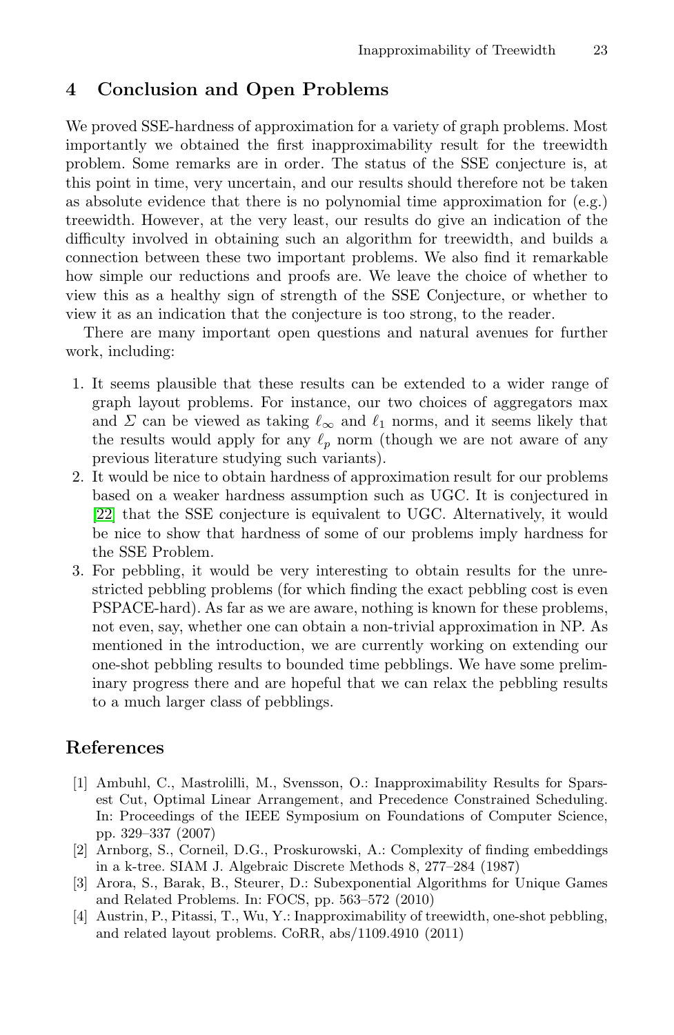## 4 Conclusion and Open Problems

We proved SSE-hardness of approximation for a variety of graph problems. Most importantly we obtained the first inapproximability result for the treewidth problem. Some remarks are in order. The status of the SSE conjecture is, at this point in time, very uncertain, and our results should therefore not be taken as absolute evidence that there is no polynomial time approximation for (e.g.) treewidth. However, at the very least, our results do give an indication of the difficulty involved in obtaining such an algorithm for treewidth, and builds a connection between these two important problems. We also find it remarkable how simple our reductions and proofs are. We leave the choice of whether to view this as a healthy sign of strength of the SSE Conjecture, or whether to view it as an indication that the conjecture is too strong, to the reader.

There are many important open questions and natural avenues for further work, including:

1. It seems plausible that these results can be extended to a wider range of graph layout problems. For instance, our two choices of aggregators max and $\Sigma$ can be viewed as taking $\ell_\infty$ and $\ell_1$ norms, and it seems likely that the results would apply for any $\ell_p$ norm (though we are not aware of any previous literature studying such variants).
2. It would be nice to obtain hardness of approximation result for our problems based on a weaker hardness assumption such as UGC. It is conjectured in [22] that the SSE conjecture is equivalent to UGC. Alternatively, it would be nice to show that hardness of some of our problems imply hardness for the SSE Problem.
3. For pebbling, it would be very interesting to obtain results for the unrestricted pebbling problems (for which finding the exact pebbling cost is even PSPACE-hard). As far as we are aware, nothing is known for these problems, not even, say, whether one can obtain a non-trivial approximation in NP. As mentioned in the introduction, we are currently working on extending our one-shot pebbling results to bounded time pebblings. We have some preliminary progress there and are hopeful that we can relax the pebbling results to a much larger class of pebblings.

## References

[1] Ambuhl, C., Mastrolilli, M., Svensson, O.: Inapproximability Results for Sparsest Cut, Optimal Linear Arrangement, and Precedence Constrained Scheduling. In: Proceedings of the IEEE Symposium on Foundations of Computer Science, pp. 329–337 (2007)

[2] Arnborg, S., Corneil, D.G., Proskurowski, A.: Complexity of finding embeddings in a k-tree. SIAM J. Algebraic Discrete Methods 8, 277–284 (1987)

[3] Arora, S., Barak, B., Steurer, D.: Subexponential Algorithms for Unique Games and Related Problems. In: FOCS, pp. 563–572 (2010)

[4] Austrin, P., Pitassi, T., Wu, Y.: Inapproximability of treewidth, one-shot pebbling, and related layout problems. CoRR, abs/1109.4910 (2011)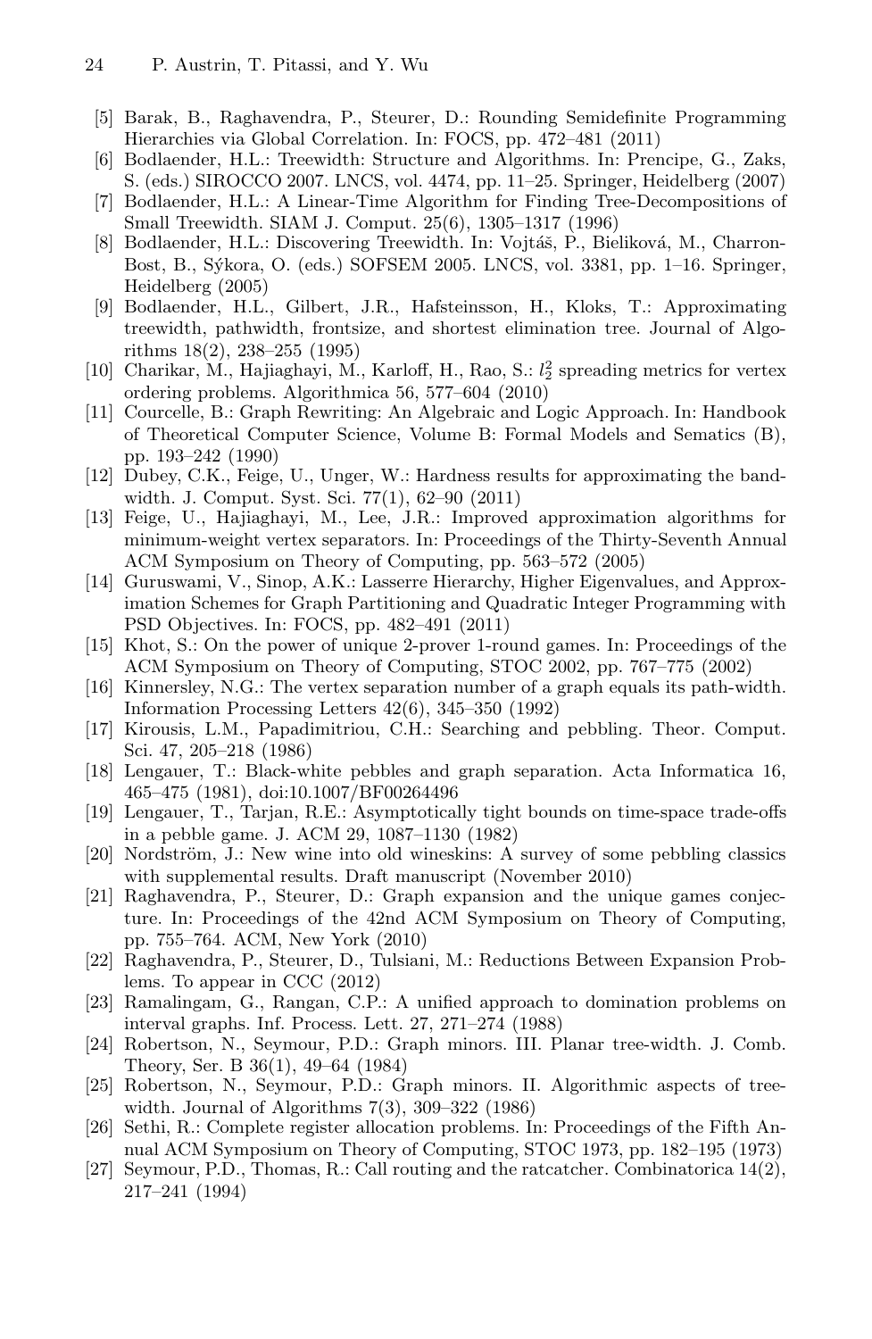[5] Barak, B., Raghavendra, P., Steurer, D.: Rounding Semidefinite Programming Hierarchies via Global Correlation. In: FOCS, pp. 472–481 (2011)

[6] Bodlaender, H.L.: Treewidth: Structure and Algorithms. In: Prencipe, G., Zaks, S. (eds.) SIROCCO 2007. LNCS, vol. 4474, pp. 11–25. Springer, Heidelberg (2007)

[7] Bodlaender, H.L.: A Linear-Time Algorithm for Finding Tree-Decompositions of Small Treewidth. SIAM J. Comput. 25(6), 1305–1317 (1996)

[8] Bodlaender, H.L.: Discovering Treewidth. In: Vojtáš, P., Bieliková, M., Charron-Bost, B., Sýkora, O. (eds.) SOFSEM 2005. LNCS, vol. 3381, pp. 1–16. Springer, Heidelberg (2005)

[9] Bodlaender, H.L., Gilbert, J.R., Hafsteinsson, H., Kloks, T.: Approximating treewidth, pathwidth, frontsize, and shortest elimination tree. Journal of Algorithms 18(2), 238–255 (1995)

[10] Charikar, M., Hajiaghayi, M., Karloff, H., Rao, S.: $l_2^2$ spreading metrics for vertex ordering problems. Algorithmica 56, 577–604 (2010)

[11] Courcelle, B.: Graph Rewriting: An Algebraic and Logic Approach. In: Handbook of Theoretical Computer Science, Volume B: Formal Models and Sematics (B), pp. 193–242 (1990)

[12] Dubey, C.K., Feige, U., Unger, W.: Hardness results for approximating the bandwidth. J. Comput. Syst. Sci. 77(1), 62–90 (2011)

[13] Feige, U., Hajiaghayi, M., Lee, J.R.: Improved approximation algorithms for minimum-weight vertex separators. In: Proceedings of the Thirty-Seventh Annual ACM Symposium on Theory of Computing, pp. 563–572 (2005)

[14] Guruswami, V., Sinop, A.K.: Lasserre Hierarchy, Higher Eigenvalues, and Approximation Schemes for Graph Partitioning and Quadratic Integer Programming with PSD Objectives. In: FOCS, pp. 482–491 (2011)

[15] Khot, S.: On the power of unique 2-prover 1-round games. In: Proceedings of the ACM Symposium on Theory of Computing, STOC 2002, pp. 767–775 (2002)

[16] Kinnersley, N.G.: The vertex separation number of a graph equals its path-width. Information Processing Letters 42(6), 345–350 (1992)

[17] Kirousis, L.M., Papadimitriou, C.H.: Searching and pebbling. Theor. Comput. Sci. 47, 205–218 (1986)

[18] Lengauer, T.: Black-white pebbles and graph separation. Acta Informatica 16, 465–475 (1981), doi:10.1007/BF00264496

[19] Lengauer, T., Tarjan, R.E.: Asymptotically tight bounds on time-space trade-offs in a pebble game. J. ACM 29, 1087–1130 (1982)

[20] Nordström, J.: New wine into old wineskins: A survey of some pebbling classics with supplemental results. Draft manuscript (November 2010)

[21] Raghavendra, P., Steurer, D.: Graph expansion and the unique games conjecture. In: Proceedings of the 42nd ACM Symposium on Theory of Computing, pp. 755–764. ACM, New York (2010)

[22] Raghavendra, P., Steurer, D., Tulsiani, M.: Reductions Between Expansion Problems. To appear in CCC (2012)

[23] Ramalingam, G., Rangan, C.P.: A unified approach to domination problems on interval graphs. Inf. Process. Lett. 27, 271–274 (1988)

[24] Robertson, N., Seymour, P.D.: Graph minors. III. Planar tree-width. J. Comb. Theory, Ser. B 36(1), 49–64 (1984)

[25] Robertson, N., Seymour, P.D.: Graph minors. II. Algorithmic aspects of tree-width. Journal of Algorithms 7(3), 309–322 (1986)

[26] Sethi, R.: Complete register allocation problems. In: Proceedings of the Fifth Annual ACM Symposium on Theory of Computing, STOC 1973, pp. 182–195 (1973)

[27] Seymour, P.D., Thomas, R.: Call routing and the ratcatcher. Combinatorica 14(2), 217–241 (1994)